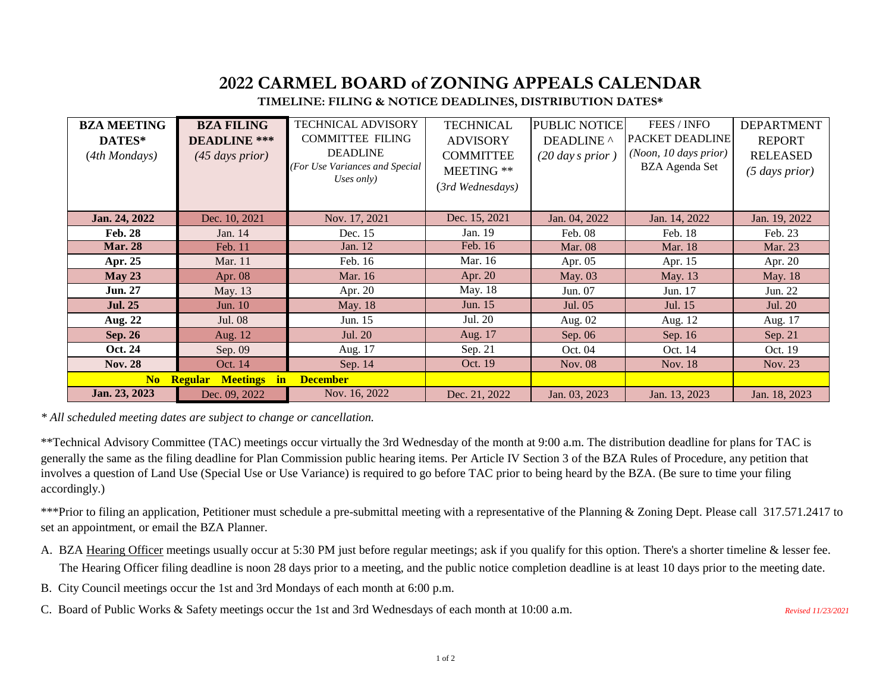# 2022 CARMEL BOARD of ZONING APPEALS CALENDAR

## TIMELINE: FILING & NOTICE DEADLINES, DISTRIBUTION DATES*

| BZA MEETING DATES* (*4th Mondays*) | BZA FILING DEADLINE *** (*45 days prior*) | TECHNICAL ADVISORY COMMITTEE FILING DEADLINE (*For Use Variances and Special Uses only*) | TECHNICAL ADVISORY COMMITTEE MEETING ** (*3rd Wednesdays*) | PUBLIC NOTICE DEADLINE ^ (*20 day s prior*) | FEES / INFO PACKET DEADLINE (*Noon, 10 days prior*) BZA Agenda Set | DEPARTMENT REPORT RELEASED (*5 days prior*) |
|---|---|---|---|---|---|---|
| **Jan. 24, 2022** | Dec. 10, 2021 | Nov. 17, 2021 | Dec. 15, 2021 | Jan. 04, 2022 | Jan. 14, 2022 | Jan. 19, 2022 |
| **Feb. 28** | Jan. 14 | Dec. 15 | Jan. 19 | Feb. 08 | Feb. 18 | Feb. 23 |
| **Mar. 28** | Feb. 11 | Jan. 12 | Feb. 16 | Mar. 08 | Mar. 18 | Mar. 23 |
| **Apr. 25** | Mar. 11 | Feb. 16 | Mar. 16 | Apr. 05 | Apr. 15 | Apr. 20 |
| **May 23** | Apr. 08 | Mar. 16 | Apr. 20 | May. 03 | May. 13 | May. 18 |
| **Jun. 27** | May. 13 | Apr. 20 | May. 18 | Jun. 07 | Jun. 17 | Jun. 22 |
| **Jul. 25** | Jun. 10 | May. 18 | Jun. 15 | Jul. 05 | Jul. 15 | Jul. 20 |
| **Aug. 22** | Jul. 08 | Jun. 15 | Jul. 20 | Aug. 02 | Aug. 12 | Aug. 17 |
| **Sep. 26** | Aug. 12 | Jul. 20 | Aug. 17 | Sep. 06 | Sep. 16 | Sep. 21 |
| **Oct. 24** | Sep. 09 | Aug. 17 | Sep. 21 | Oct. 04 | Oct. 14 | Oct. 19 |
| **Nov. 28** | Oct. 14 | Sep. 14 | Oct. 19 | Nov. 08 | Nov. 18 | Nov. 23 |
| **No Regular Meetings in December** | | | | | | |
| **Jan. 23, 2023** | Dec. 09, 2022 | Nov. 16, 2022 | Dec. 21, 2022 | Jan. 03, 2023 | Jan. 13, 2023 | Jan. 18, 2023 |

*\* All scheduled meeting dates are subject to change or cancellation.*

**Technical Advisory Committee (TAC) meetings occur virtually the 3rd Wednesday of the month at 9:00 a.m. The distribution deadline for plans for TAC is generally the same as the filing deadline for Plan Commission public hearing items. Per Article IV Section 3 of the BZA Rules of Procedure, any petition that involves a question of Land Use (Special Use or Use Variance) is required to go before TAC prior to being heard by the BZA. (Be sure to time your filing accordingly.)

***Prior to filing an application, Petitioner must schedule a pre-submittal meeting with a representative of the Planning & Zoning Dept. Please call 317.571.2417 to set an appointment, or email the BZA Planner.

A. BZA Hearing Officer meetings usually occur at 5:30 PM just before regular meetings; ask if you qualify for this option. There's a shorter timeline & lesser fee. The Hearing Officer filing deadline is noon 28 days prior to a meeting, and the public notice completion deadline is at least 10 days prior to the meeting date.

B. City Council meetings occur the 1st and 3rd Mondays of each month at 6:00 p.m.

C. Board of Public Works & Safety meetings occur the 1st and 3rd Wednesdays of each month at 10:00 a.m.

*Revised 11/23/2021*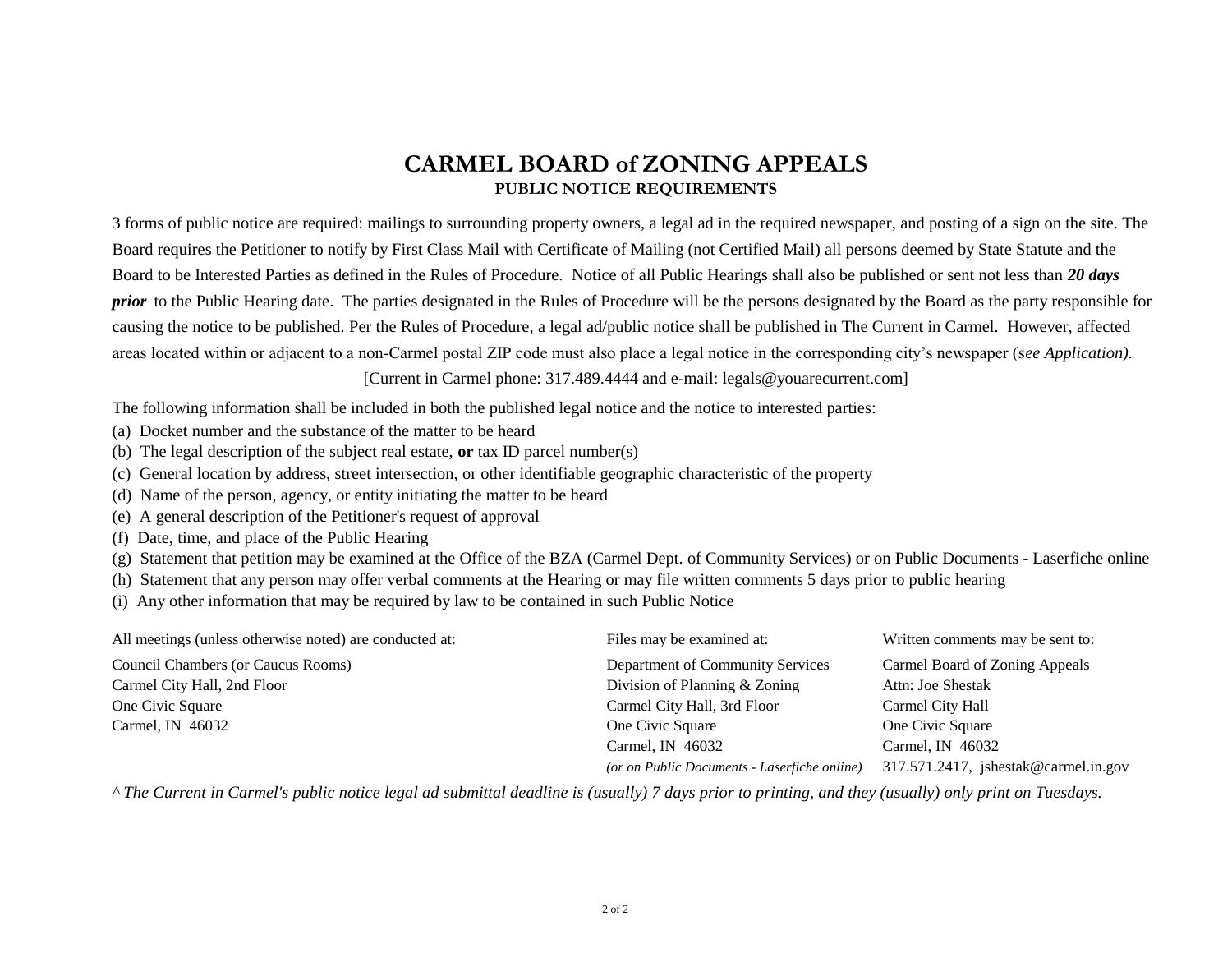# CARMEL BOARD of ZONING APPEALS

## PUBLIC NOTICE REQUIREMENTS

3 forms of public notice are required: mailings to surrounding property owners, a legal ad in the required newspaper, and posting of a sign on the site. The Board requires the Petitioner to notify by First Class Mail with Certificate of Mailing (not Certified Mail) all persons deemed by State Statute and the Board to be Interested Parties as defined in the Rules of Procedure. Notice of all Public Hearings shall also be published or sent not less than ***20 days prior*** to the Public Hearing date. The parties designated in the Rules of Procedure will be the persons designated by the Board as the party responsible for causing the notice to be published. Per the Rules of Procedure, a legal ad/public notice shall be published in The Current in Carmel. However, affected areas located within or adjacent to a non-Carmel postal ZIP code must also place a legal notice in the corresponding city's newspaper (*see Application).*

[Current in Carmel phone: 317.489.4444 and e-mail: legals@youarecurrent.com]

The following information shall be included in both the published legal notice and the notice to interested parties:

(a) Docket number and the substance of the matter to be heard
(b) The legal description of the subject real estate, **or** tax ID parcel number(s)
(c) General location by address, street intersection, or other identifiable geographic characteristic of the property
(d) Name of the person, agency, or entity initiating the matter to be heard
(e) A general description of the Petitioner's request of approval
(f) Date, time, and place of the Public Hearing
(g) Statement that petition may be examined at the Office of the BZA (Carmel Dept. of Community Services) or on Public Documents - Laserfiche online
(h) Statement that any person may offer verbal comments at the Hearing or may file written comments 5 days prior to public hearing
(i) Any other information that may be required by law to be contained in such Public Notice

All meetings (unless otherwise noted) are conducted at:

Council Chambers (or Caucus Rooms)
Carmel City Hall, 2nd Floor
One Civic Square
Carmel, IN 46032

Files may be examined at:

Department of Community Services
Division of Planning & Zoning
Carmel City Hall, 3rd Floor
One Civic Square
Carmel, IN 46032
*(or on Public Documents - Laserfiche online)*

Written comments may be sent to:

Carmel Board of Zoning Appeals
Attn: Joe Shestak
Carmel City Hall
One Civic Square
Carmel, IN 46032
317.571.2417, jshestak@carmel.in.gov

^ *The Current in Carmel's public notice legal ad submittal deadline is (usually) 7 days prior to printing, and they (usually) only print on Tuesdays.*